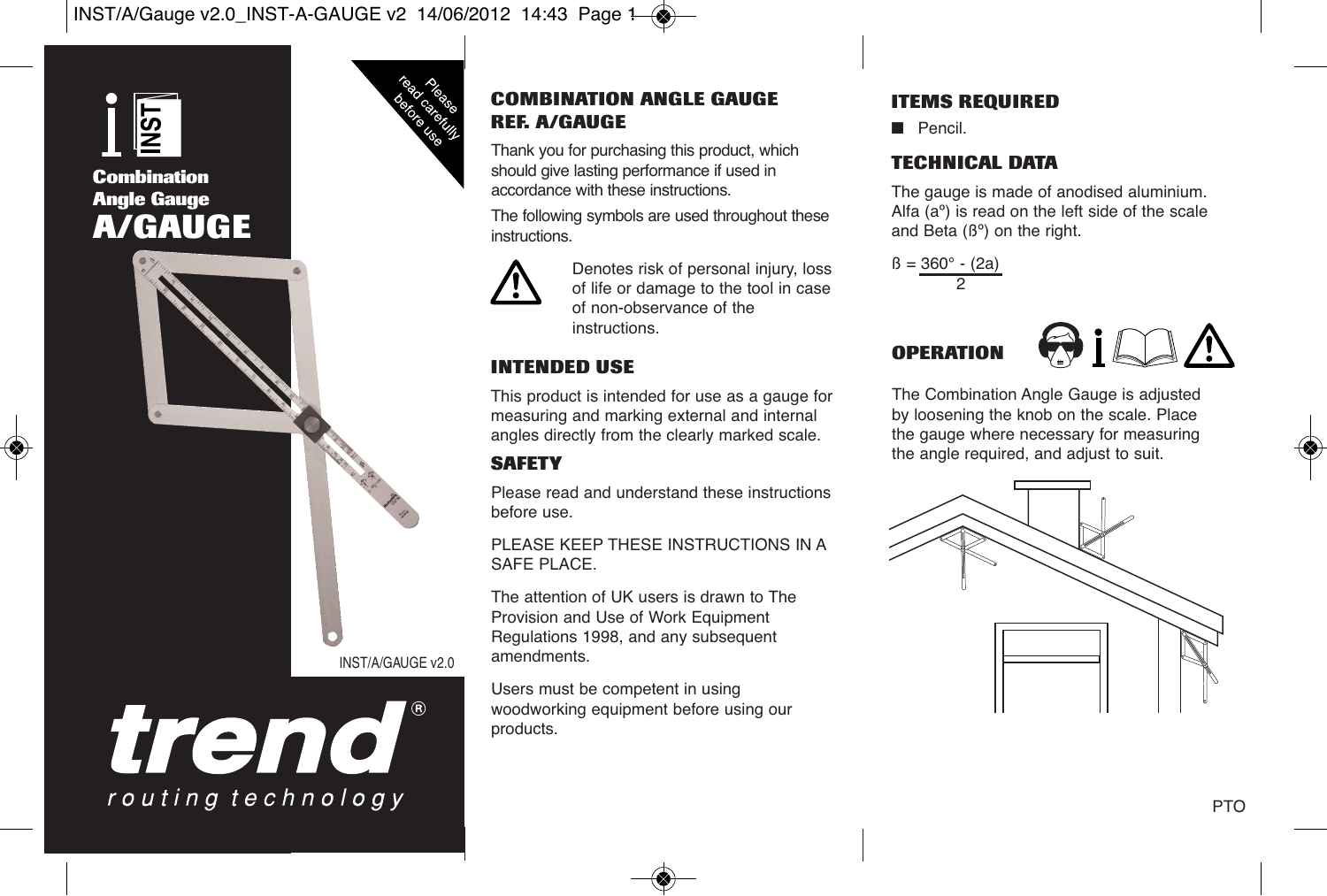# Combination Angle Gauge A/GAUGE

Please read carefully before use

INST/A/GAUGE v2.0

**trend** routing technology

## COMBINATION ANGLE GAUGE REF. A/GAUGE

Thank you for purchasing this product, which should give lasting performance if used in accordance with these instructions.

The following symbols are used throughout these instructions.

Denotes risk of personal injury, loss of life or damage to the tool in case of non-observance of the instructions.

## INTENDED USE

This product is intended for use as a gauge for measuring and marking external and internal angles directly from the clearly marked scale.

## SAFETY

Please read and understand these instructions before use.

PLEASE KEEP THESE INSTRUCTIONS IN A SAFE PLACE.

The attention of UK users is drawn to The Provision and Use of Work Equipment Regulations 1998, and any subsequent amendments.

Users must be competent in using woodworking equipment before using our products.

## ITEMS REQUIRED

- Pencil.

## TECHNICAL DATA

The gauge is made of anodised aluminium. Alfa (a°) is read on the left side of the scale and Beta (ß°) on the right.

$$ß = \frac{360° - (2a)}{2}$$

## OPERATION

The Combination Angle Gauge is adjusted by loosening the knob on the scale. Place the gauge where necessary for measuring the angle required, and adjust to suit.

PTO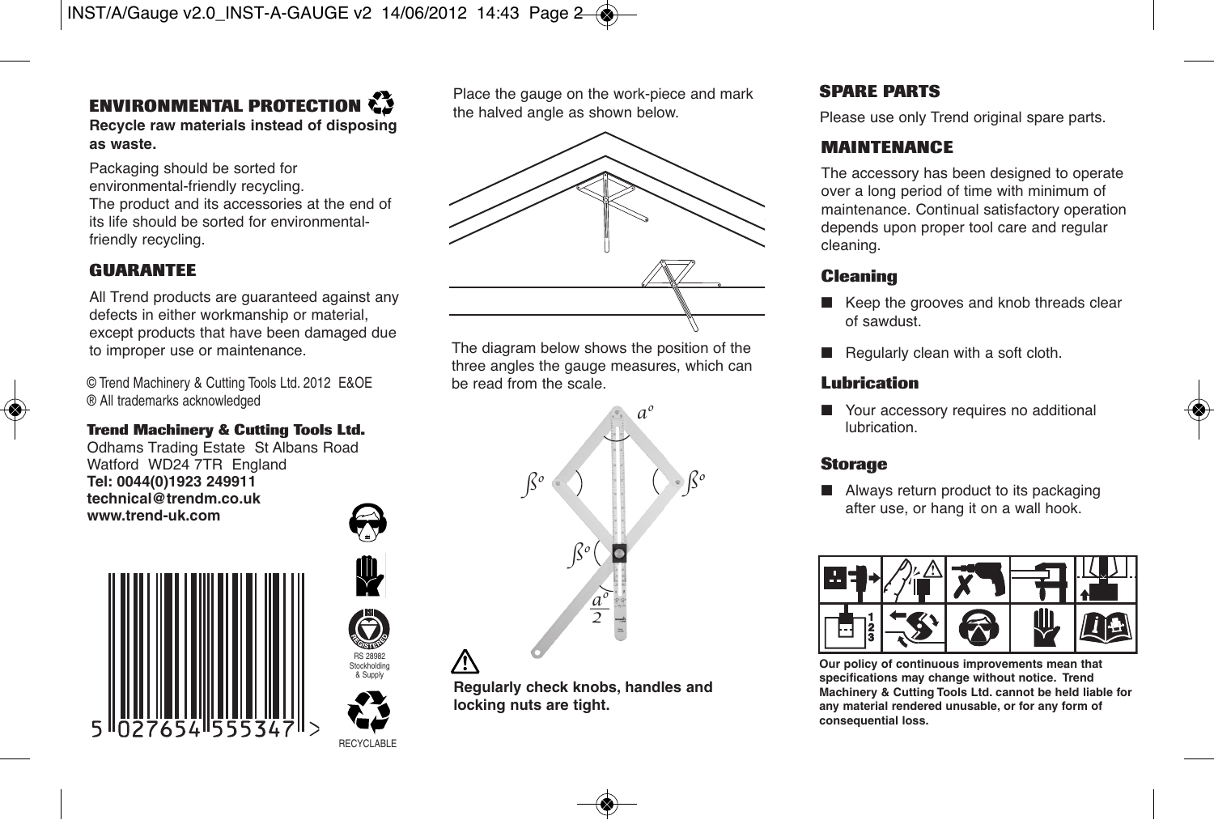## ENVIRONMENTAL PROTECTION

**Recycle raw materials instead of disposing as waste.**

Packaging should be sorted for environmental-friendly recycling.
The product and its accessories at the end of its life should be sorted for environmental-friendly recycling.

## GUARANTEE

All Trend products are guaranteed against any defects in either workmanship or material, except products that have been damaged due to improper use or maintenance.

© Trend Machinery & Cutting Tools Ltd. 2012 E&OE
® All trademarks acknowledged

**Trend Machinery & Cutting Tools Ltd.**
Odhams Trading Estate St Albans Road
Watford WD24 7TR England
**Tel: 0044(0)1923 249911**
**technical@trendm.co.uk**
**www.trend-uk.com**

5 027654 555347 >

RS 28982
Stockholding
& Supply

RECYCLABLE

Place the gauge on the work-piece and mark the halved angle as shown below.

The diagram below shows the position of the three angles the gauge measures, which can be read from the scale.

$a^o$

$ß^o$

$ß^o$

$ß^o$

$\frac{a^o}{2}$

**Regularly check knobs, handles and locking nuts are tight.**

## SPARE PARTS

Please use only Trend original spare parts.

## MAINTENANCE

The accessory has been designed to operate over a long period of time with minimum of maintenance. Continual satisfactory operation depends upon proper tool care and regular cleaning.

### Cleaning

- Keep the grooves and knob threads clear of sawdust.
- Regularly clean with a soft cloth.

### Lubrication

- Your accessory requires no additional lubrication.

### Storage

- Always return product to its packaging after use, or hang it on a wall hook.

**Our policy of continuous improvements mean that specifications may change without notice. Trend Machinery & Cutting Tools Ltd. cannot be held liable for any material rendered unusable, or for any form of consequential loss.**